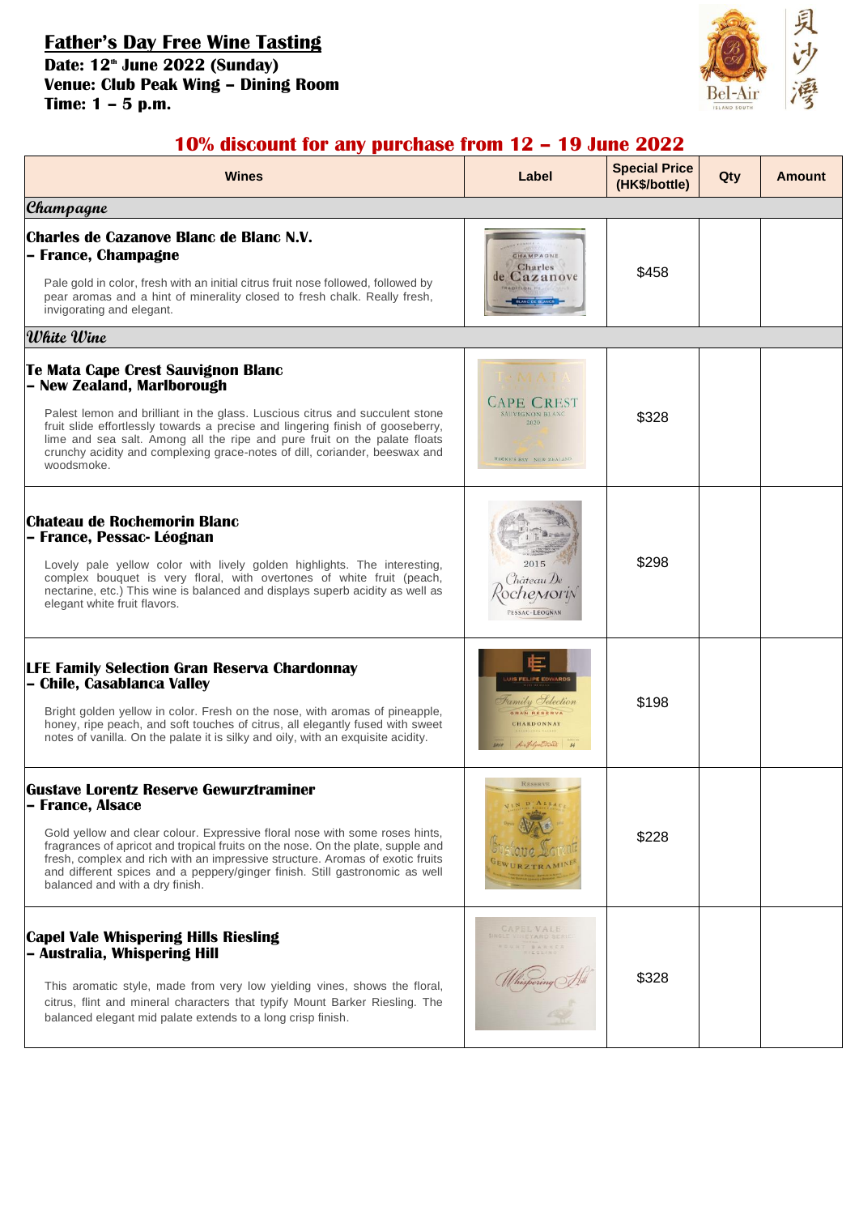# Father's Day Free Wine Tasting

**Date: 12th June 2022 (Sunday)**
**Venue: Club Peak Wing – Dining Room**
**Time: 1 – 5 p.m.**

Bel-Air ISLAND SOUTH 貝沙灣

## 10% discount for any purchase from 12 – 19 June 2022

| Wines | Label | Special Price (HK$/bottle) | Qty | Amount |
|---|---|---|---|---|
| ***Champagne*** | | | | |
| **Charles de Cazanove Blanc de Blanc N.V. – France, Champagne**<br>Pale gold in color, fresh with an initial citrus fruit nose followed, followed by pear aromas and a hint of minerality closed to fresh chalk. Really fresh, invigorating and elegant. | | $458 | | |
| ***White Wine*** | | | | |
| **Te Mata Cape Crest Sauvignon Blanc – New Zealand, Marlborough**<br>Palest lemon and brilliant in the glass. Luscious citrus and succulent stone fruit slide effortlessly towards a precise and lingering finish of gooseberry, lime and sea salt. Among all the ripe and pure fruit on the palate floats crunchy acidity and complexing grace-notes of dill, coriander, beeswax and woodsmoke. | | $328 | | |
| **Chateau de Rochemorin Blanc – France, Pessac- Léognan**<br>Lovely pale yellow color with lively golden highlights. The interesting, complex bouquet is very floral, with overtones of white fruit (peach, nectarine, etc.) This wine is balanced and displays superb acidity as well as elegant white fruit flavors. | | $298 | | |
| **LFE Family Selection Gran Reserva Chardonnay – Chile, Casablanca Valley**<br>Bright golden yellow in color. Fresh on the nose, with aromas of pineapple, honey, ripe peach, and soft touches of citrus, all elegantly fused with sweet notes of vanilla. On the palate it is silky and oily, with an exquisite acidity. | | $198 | | |
| **Gustave Lorentz Reserve Gewurztraminer – France, Alsace**<br>Gold yellow and clear colour. Expressive floral nose with some roses hints, fragrances of apricot and tropical fruits on the nose. On the plate, supple and fresh, complex and rich with an impressive structure. Aromas of exotic fruits and different spices and a peppery/ginger finish. Still gastronomic as well balanced and with a dry finish. | | $228 | | |
| **Capel Vale Whispering Hills Riesling – Australia, Whispering Hill**<br>This aromatic style, made from very low yielding vines, shows the floral, citrus, flint and mineral characters that typify Mount Barker Riesling. The balanced elegant mid palate extends to a long crisp finish. | | $328 | | |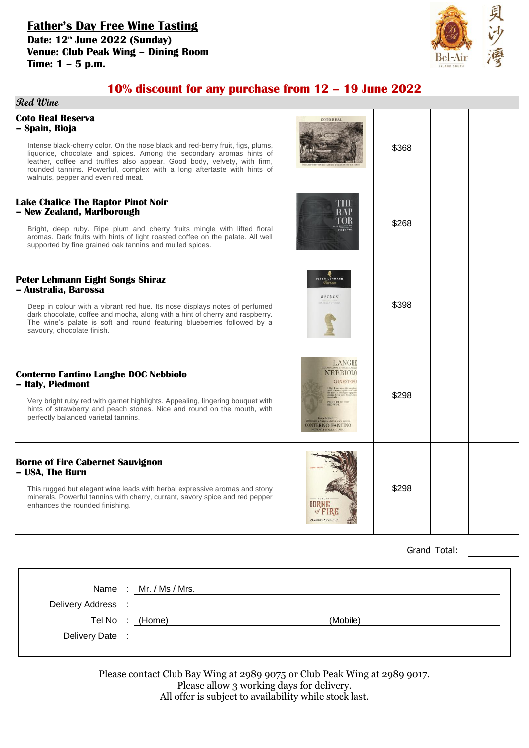**Father's Day Free Wine Tasting**
**Date: 12th June 2022 (Sunday)**
**Venue: Club Peak Wing – Dining Room**
**Time: 1 – 5 p.m.**

Bel-Air ISLAND SOUTH 貝沙灣

## 10% discount for any purchase from 12 – 19 June 2022

| *Red Wine* | | | | |
|---|---|---|---|---|
| **Coto Real Reserva – Spain, Rioja** Intense black-cherry color. On the nose black and red-berry fruit, figs, plums, liquorice, chocolate and spices. Among the secondary aromas hints of leather, coffee and truffles also appear. Good body, velvety, with firm, rounded tannins. Powerful, complex with a long aftertaste with hints of walnuts, pepper and even red meat. | | $368 | | |
| **Lake Chalice The Raptor Pinot Noir – New Zealand, Marlborough** Bright, deep ruby. Ripe plum and cherry fruits mingle with lifted floral aromas. Dark fruits with hints of light roasted coffee on the palate. All well supported by fine grained oak tannins and mulled spices. | | $268 | | |
| **Peter Lehmann Eight Songs Shiraz – Australia, Barossa** Deep in colour with a vibrant red hue. Its nose displays notes of perfumed dark chocolate, coffee and mocha, along with a hint of cherry and raspberry. The wine's palate is soft and round featuring blueberries followed by a savoury, chocolate finish. | | $398 | | |
| **Conterno Fantino Langhe DOC Nebbiolo – Italy, Piedmont** Very bright ruby red with garnet highlights. Appealing, lingering bouquet with hints of strawberry and peach stones. Nice and round on the mouth, with perfectly balanced varietal tannins. | | $298 | | |
| **Borne of Fire Cabernet Sauvignon – USA, The Burn** This rugged but elegant wine leads with herbal expressive aromas and stony minerals. Powerful tannins with cherry, currant, savory spice and red pepper enhances the rounded finishing. | | $298 | | |

Grand Total: ________

Name : Mr. / Ms / Mrs. ________
Delivery Address : ________
Tel No : (Home) ________ (Mobile) ________
Delivery Date : ________

Please contact Club Bay Wing at 2989 9075 or Club Peak Wing at 2989 9017.
Please allow 3 working days for delivery.
All offer is subject to availability while stock last.